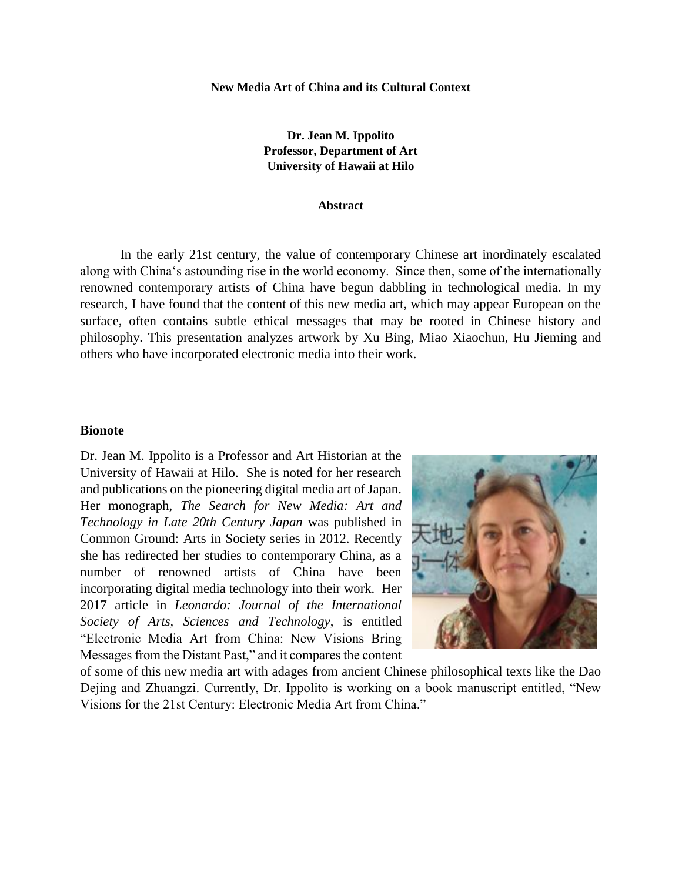**New Media Art of China and its Cultural Context**

**Dr. Jean M. Ippolito**
**Professor, Department of Art**
**University of Hawaii at Hilo**

**Abstract**

In the early 21st century, the value of contemporary Chinese art inordinately escalated along with China's astounding rise in the world economy. Since then, some of the internationally renowned contemporary artists of China have begun dabbling in technological media. In my research, I have found that the content of this new media art, which may appear European on the surface, often contains subtle ethical messages that may be rooted in Chinese history and philosophy. This presentation analyzes artwork by Xu Bing, Miao Xiaochun, Hu Jieming and others who have incorporated electronic media into their work.

**Bionote**

Dr. Jean M. Ippolito is a Professor and Art Historian at the University of Hawaii at Hilo. She is noted for her research and publications on the pioneering digital media art of Japan. Her monograph, *The Search for New Media: Art and Technology in Late 20th Century Japan* was published in Common Ground: Arts in Society series in 2012. Recently she has redirected her studies to contemporary China, as a number of renowned artists of China have been incorporating digital media technology into their work. Her 2017 article in *Leonardo: Journal of the International Society of Arts, Sciences and Technology*, is entitled "Electronic Media Art from China: New Visions Bring Messages from the Distant Past," and it compares the content of some of this new media art with adages from ancient Chinese philosophical texts like the Dao Dejing and Zhuangzi. Currently, Dr. Ippolito is working on a book manuscript entitled, "New Visions for the 21st Century: Electronic Media Art from China."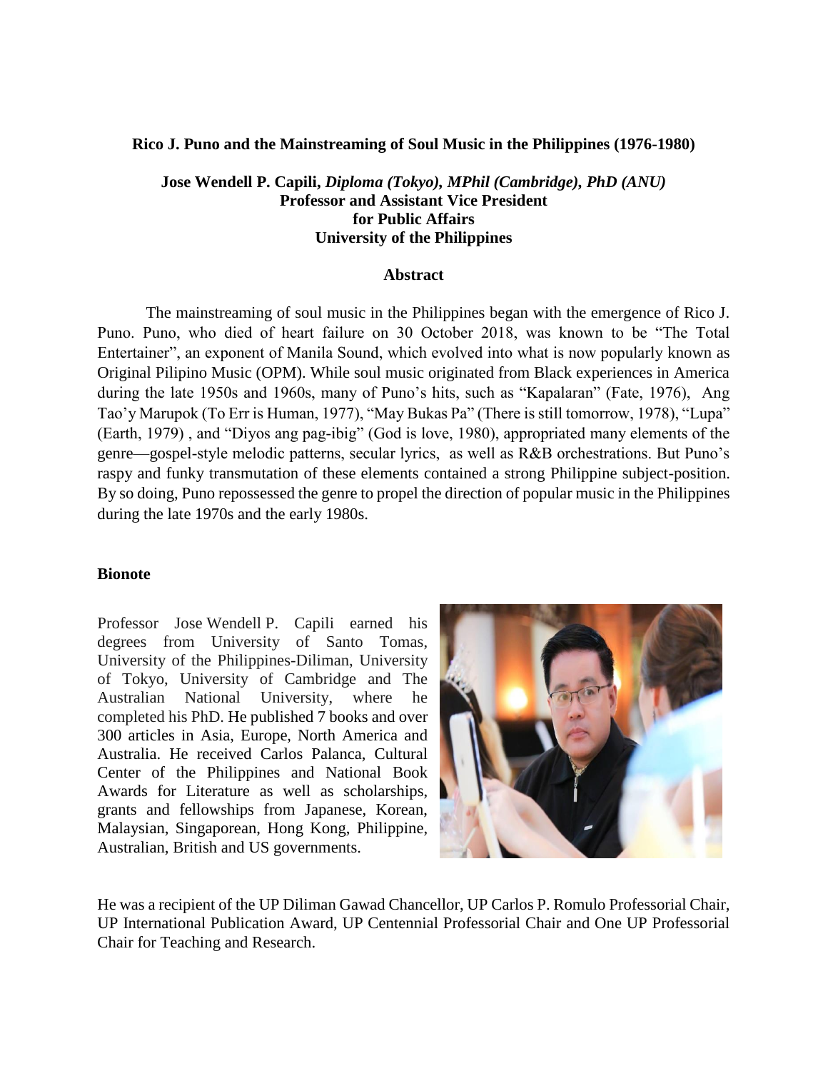**Rico J. Puno and the Mainstreaming of Soul Music in the Philippines (1976-1980)**

**Jose Wendell P. Capili,** ***Diploma (Tokyo), MPhil (Cambridge), PhD (ANU)***
**Professor and Assistant Vice President**
**for Public Affairs**
**University of the Philippines**

**Abstract**

The mainstreaming of soul music in the Philippines began with the emergence of Rico J. Puno. Puno, who died of heart failure on 30 October 2018, was known to be "The Total Entertainer", an exponent of Manila Sound, which evolved into what is now popularly known as Original Pilipino Music (OPM). While soul music originated from Black experiences in America during the late 1950s and 1960s, many of Puno's hits, such as "Kapalaran" (Fate, 1976), Ang Tao'y Marupok (To Err is Human, 1977), "May Bukas Pa" (There is still tomorrow, 1978), "Lupa" (Earth, 1979) , and "Diyos ang pag-ibig" (God is love, 1980), appropriated many elements of the genre—gospel-style melodic patterns, secular lyrics, as well as R&B orchestrations. But Puno's raspy and funky transmutation of these elements contained a strong Philippine subject-position. By so doing, Puno repossessed the genre to propel the direction of popular music in the Philippines during the late 1970s and the early 1980s.

**Bionote**

Professor Jose Wendell P. Capili earned his degrees from University of Santo Tomas, University of the Philippines-Diliman, University of Tokyo, University of Cambridge and The Australian National University, where he completed his PhD. He published 7 books and over 300 articles in Asia, Europe, North America and Australia. He received Carlos Palanca, Cultural Center of the Philippines and National Book Awards for Literature as well as scholarships, grants and fellowships from Japanese, Korean, Malaysian, Singaporean, Hong Kong, Philippine, Australian, British and US governments.

He was a recipient of the UP Diliman Gawad Chancellor, UP Carlos P. Romulo Professorial Chair, UP International Publication Award, UP Centennial Professorial Chair and One UP Professorial Chair for Teaching and Research.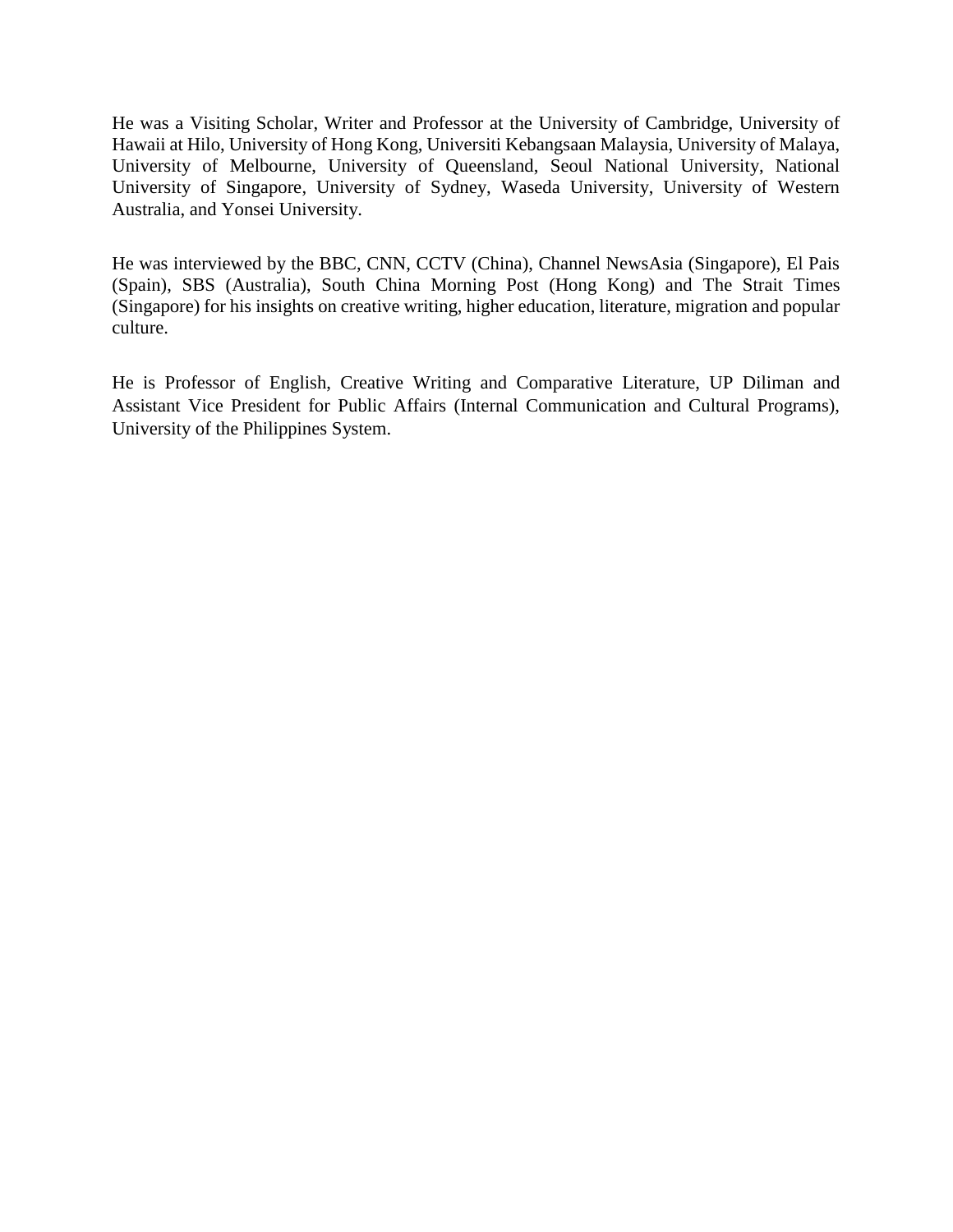He was a Visiting Scholar, Writer and Professor at the University of Cambridge, University of Hawaii at Hilo, University of Hong Kong, Universiti Kebangsaan Malaysia, University of Malaya, University of Melbourne, University of Queensland, Seoul National University, National University of Singapore, University of Sydney, Waseda University, University of Western Australia, and Yonsei University.

He was interviewed by the BBC, CNN, CCTV (China), Channel NewsAsia (Singapore), El Pais (Spain), SBS (Australia), South China Morning Post (Hong Kong) and The Strait Times (Singapore) for his insights on creative writing, higher education, literature, migration and popular culture.

He is Professor of English, Creative Writing and Comparative Literature, UP Diliman and Assistant Vice President for Public Affairs (Internal Communication and Cultural Programs), University of the Philippines System.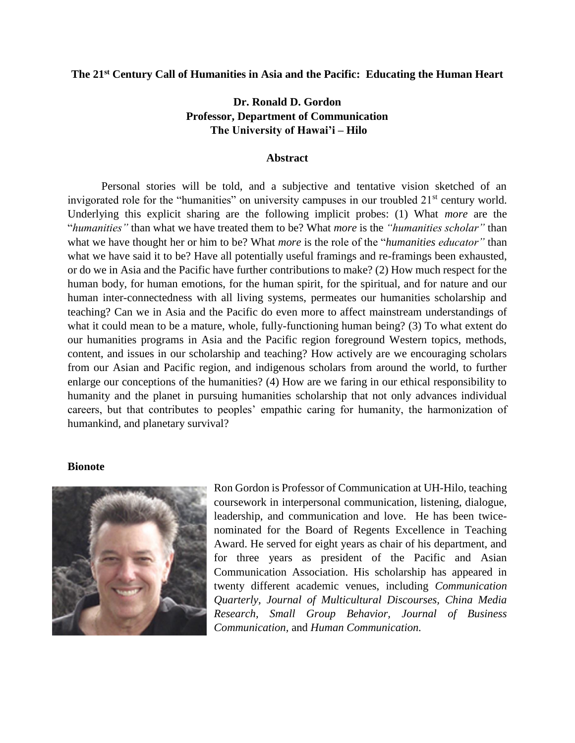**The 21st Century Call of Humanities in Asia and the Pacific: Educating the Human Heart**

**Dr. Ronald D. Gordon**
**Professor, Department of Communication**
**The University of Hawai'i – Hilo**

**Abstract**

Personal stories will be told, and a subjective and tentative vision sketched of an invigorated role for the "humanities" on university campuses in our troubled 21st century world. Underlying this explicit sharing are the following implicit probes: (1) What *more* are the "*humanities"* than what we have treated them to be? What *more* is the *"humanities scholar"* than what we have thought her or him to be? What *more* is the role of the "*humanities educator"* than what we have said it to be? Have all potentially useful framings and re-framings been exhausted, or do we in Asia and the Pacific have further contributions to make? (2) How much respect for the human body, for human emotions, for the human spirit, for the spiritual, and for nature and our human inter-connectedness with all living systems, permeates our humanities scholarship and teaching? Can we in Asia and the Pacific do even more to affect mainstream understandings of what it could mean to be a mature, whole, fully-functioning human being? (3) To what extent do our humanities programs in Asia and the Pacific region foreground Western topics, methods, content, and issues in our scholarship and teaching? How actively are we encouraging scholars from our Asian and Pacific region, and indigenous scholars from around the world, to further enlarge our conceptions of the humanities? (4) How are we faring in our ethical responsibility to humanity and the planet in pursuing humanities scholarship that not only advances individual careers, but that contributes to peoples' empathic caring for humanity, the harmonization of humankind, and planetary survival?

**Bionote**

Ron Gordon is Professor of Communication at UH-Hilo, teaching coursework in interpersonal communication, listening, dialogue, leadership, and communication and love. He has been twice-nominated for the Board of Regents Excellence in Teaching Award. He served for eight years as chair of his department, and for three years as president of the Pacific and Asian Communication Association. His scholarship has appeared in twenty different academic venues, including *Communication Quarterly, Journal of Multicultural Discourses, China Media Research, Small Group Behavior, Journal of Business Communication,* and *Human Communication.*